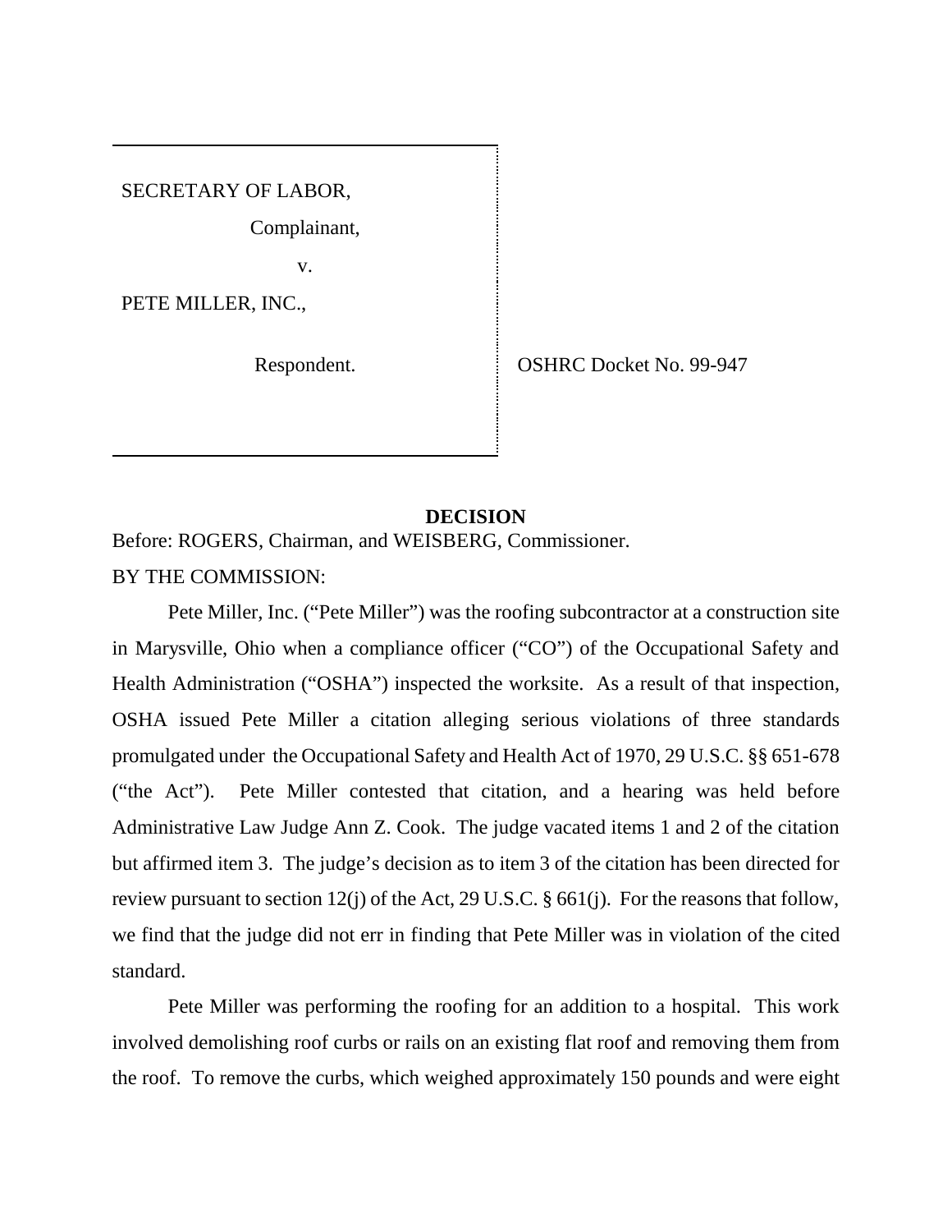SECRETARY OF LABOR,

Complainant,

v.

PETE MILLER, INC.,

Respondent.

OSHRC Docket No. 99-947

## DECISION

Before: ROGERS, Chairman, and WEISBERG, Commissioner.

BY THE COMMISSION:

Pete Miller, Inc. ("Pete Miller") was the roofing subcontractor at a construction site in Marysville, Ohio when a compliance officer ("CO") of the Occupational Safety and Health Administration ("OSHA") inspected the worksite. As a result of that inspection, OSHA issued Pete Miller a citation alleging serious violations of three standards promulgated under the Occupational Safety and Health Act of 1970, 29 U.S.C. §§ 651-678 ("the Act"). Pete Miller contested that citation, and a hearing was held before Administrative Law Judge Ann Z. Cook. The judge vacated items 1 and 2 of the citation but affirmed item 3. The judge's decision as to item 3 of the citation has been directed for review pursuant to section 12(j) of the Act, 29 U.S.C. § 661(j). For the reasons that follow, we find that the judge did not err in finding that Pete Miller was in violation of the cited standard.

Pete Miller was performing the roofing for an addition to a hospital. This work involved demolishing roof curbs or rails on an existing flat roof and removing them from the roof. To remove the curbs, which weighed approximately 150 pounds and were eight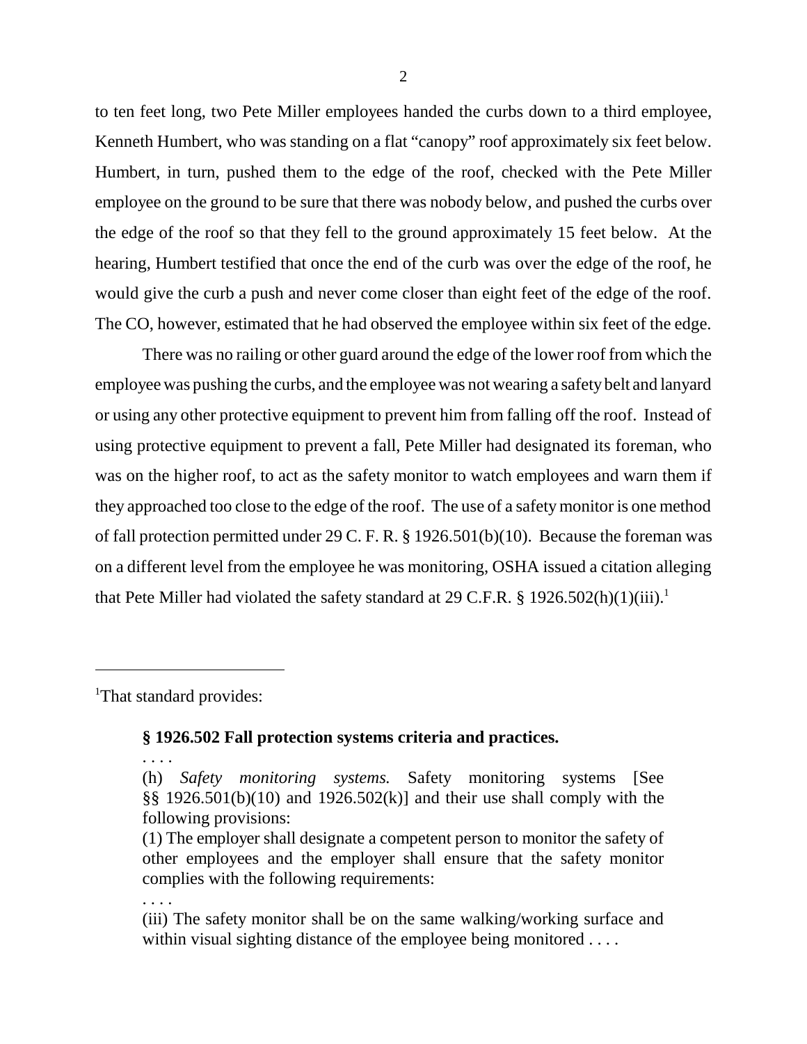to ten feet long, two Pete Miller employees handed the curbs down to a third employee, Kenneth Humbert, who was standing on a flat "canopy" roof approximately six feet below. Humbert, in turn, pushed them to the edge of the roof, checked with the Pete Miller employee on the ground to be sure that there was nobody below, and pushed the curbs over the edge of the roof so that they fell to the ground approximately 15 feet below. At the hearing, Humbert testified that once the end of the curb was over the edge of the roof, he would give the curb a push and never come closer than eight feet of the edge of the roof. The CO, however, estimated that he had observed the employee within six feet of the edge.

There was no railing or other guard around the edge of the lower roof from which the employee was pushing the curbs, and the employee was not wearing a safety belt and lanyard or using any other protective equipment to prevent him from falling off the roof. Instead of using protective equipment to prevent a fall, Pete Miller had designated its foreman, who was on the higher roof, to act as the safety monitor to watch employees and warn them if they approached too close to the edge of the roof. The use of a safety monitor is one method of fall protection permitted under 29 C. F. R. § 1926.501(b)(10). Because the foreman was on a different level from the employee he was monitoring, OSHA issued a citation alleging that Pete Miller had violated the safety standard at 29 C.F.R. § 1926.502(h)(1)(iii).[1]

---

[1]That standard provides:

> **§ 1926.502 Fall protection systems criteria and practices.**
>
> . . . .
>
> (h) *Safety monitoring systems.* Safety monitoring systems [See §§ 1926.501(b)(10) and 1926.502(k)] and their use shall comply with the following provisions:
>
> (1) The employer shall designate a competent person to monitor the safety of other employees and the employer shall ensure that the safety monitor complies with the following requirements:
>
> . . . .
>
> (iii) The safety monitor shall be on the same walking/working surface and within visual sighting distance of the employee being monitored . . . .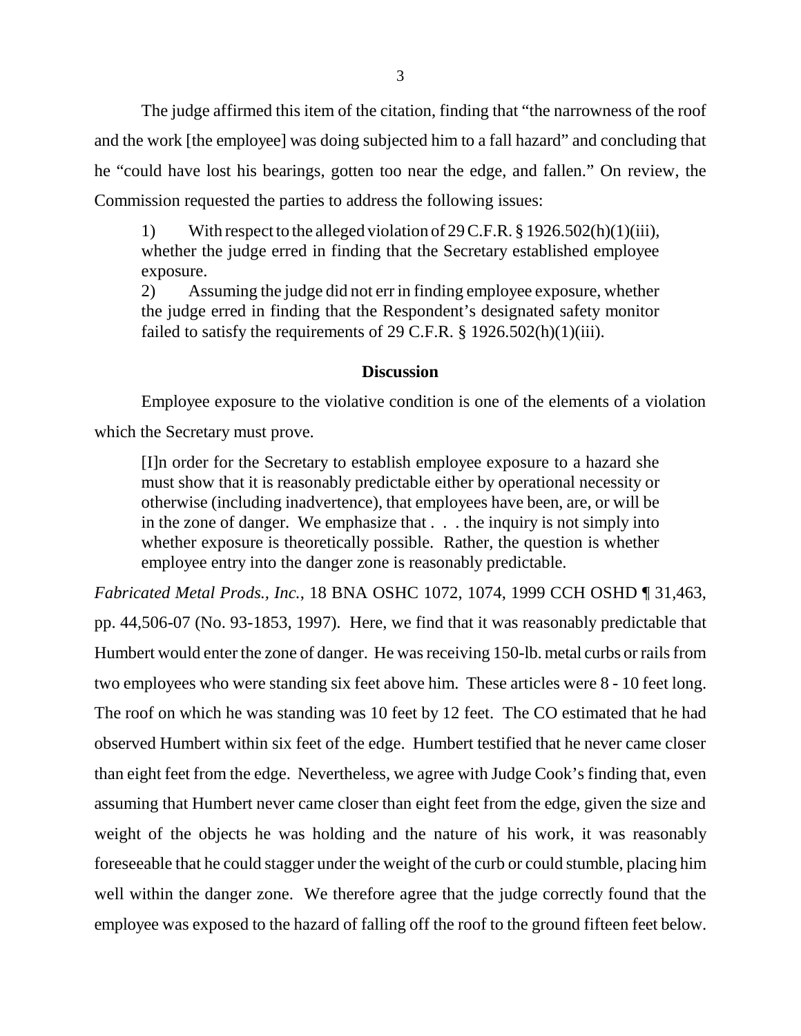The judge affirmed this item of the citation, finding that "the narrowness of the roof and the work [the employee] was doing subjected him to a fall hazard" and concluding that he "could have lost his bearings, gotten too near the edge, and fallen." On review, the Commission requested the parties to address the following issues:

> 1) With respect to the alleged violation of 29 C.F.R. § 1926.502(h)(1)(iii), whether the judge erred in finding that the Secretary established employee exposure.
>
> 2) Assuming the judge did not err in finding employee exposure, whether the judge erred in finding that the Respondent's designated safety monitor failed to satisfy the requirements of 29 C.F.R. § 1926.502(h)(1)(iii).

## Discussion

Employee exposure to the violative condition is one of the elements of a violation which the Secretary must prove.

> [I]n order for the Secretary to establish employee exposure to a hazard she must show that it is reasonably predictable either by operational necessity or otherwise (including inadvertence), that employees have been, are, or will be in the zone of danger. We emphasize that . . . the inquiry is not simply into whether exposure is theoretically possible. Rather, the question is whether employee entry into the danger zone is reasonably predictable.

*Fabricated Metal Prods., Inc.*, 18 BNA OSHC 1072, 1074, 1999 CCH OSHD ¶ 31,463, pp. 44,506-07 (No. 93-1853, 1997). Here, we find that it was reasonably predictable that Humbert would enter the zone of danger. He was receiving 150-lb. metal curbs or rails from two employees who were standing six feet above him. These articles were 8 - 10 feet long. The roof on which he was standing was 10 feet by 12 feet. The CO estimated that he had observed Humbert within six feet of the edge. Humbert testified that he never came closer than eight feet from the edge. Nevertheless, we agree with Judge Cook's finding that, even assuming that Humbert never came closer than eight feet from the edge, given the size and weight of the objects he was holding and the nature of his work, it was reasonably foreseeable that he could stagger under the weight of the curb or could stumble, placing him well within the danger zone. We therefore agree that the judge correctly found that the employee was exposed to the hazard of falling off the roof to the ground fifteen feet below.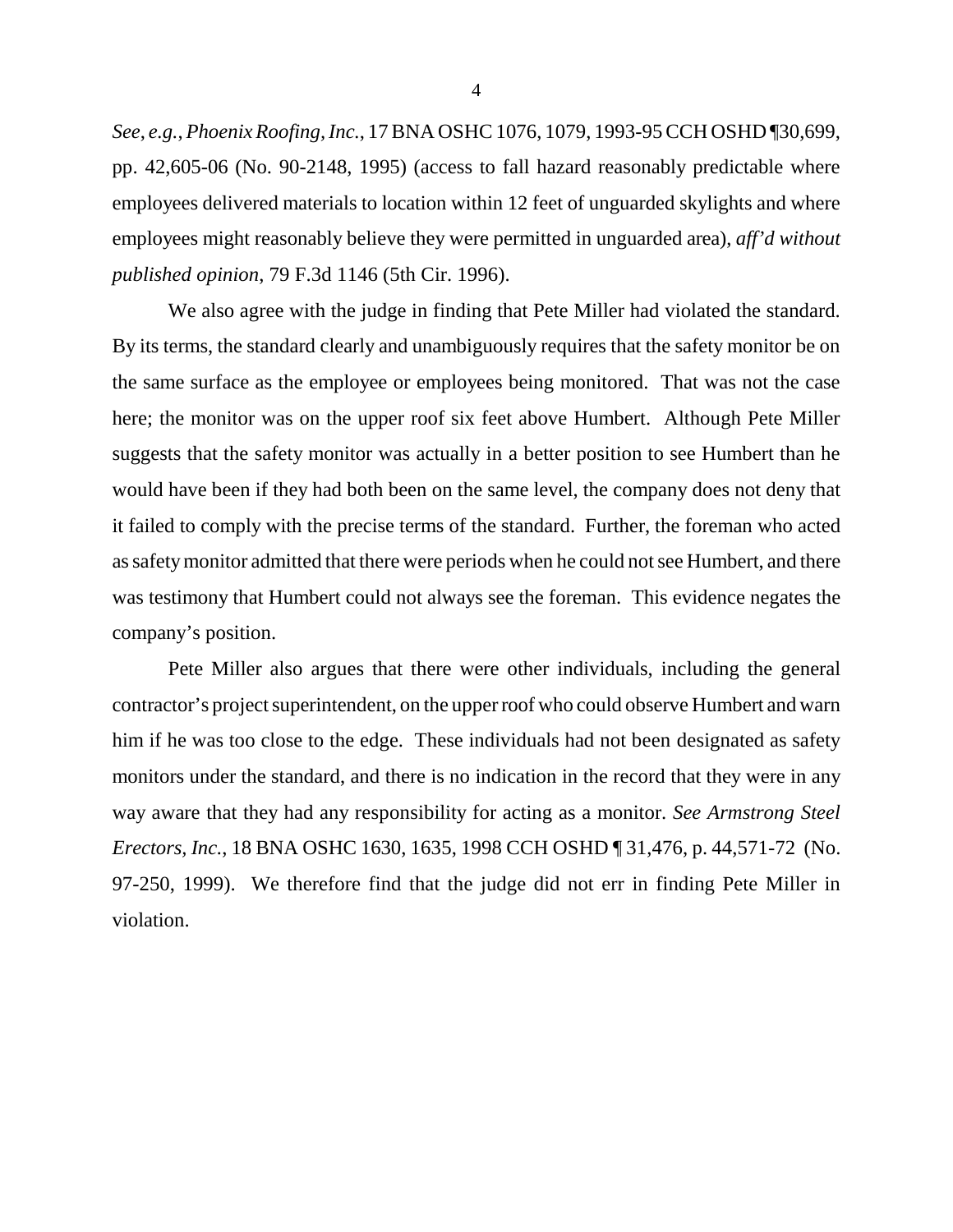*See, e.g., Phoenix Roofing, Inc.*, 17 BNA OSHC 1076, 1079, 1993-95 CCH OSHD ¶30,699, pp. 42,605-06 (No. 90-2148, 1995) (access to fall hazard reasonably predictable where employees delivered materials to location within 12 feet of unguarded skylights and where employees might reasonably believe they were permitted in unguarded area), *aff'd without published opinion*, 79 F.3d 1146 (5th Cir. 1996).

We also agree with the judge in finding that Pete Miller had violated the standard. By its terms, the standard clearly and unambiguously requires that the safety monitor be on the same surface as the employee or employees being monitored. That was not the case here; the monitor was on the upper roof six feet above Humbert. Although Pete Miller suggests that the safety monitor was actually in a better position to see Humbert than he would have been if they had both been on the same level, the company does not deny that it failed to comply with the precise terms of the standard. Further, the foreman who acted as safety monitor admitted that there were periods when he could not see Humbert, and there was testimony that Humbert could not always see the foreman. This evidence negates the company's position.

Pete Miller also argues that there were other individuals, including the general contractor's project superintendent, on the upper roof who could observe Humbert and warn him if he was too close to the edge. These individuals had not been designated as safety monitors under the standard, and there is no indication in the record that they were in any way aware that they had any responsibility for acting as a monitor. *See Armstrong Steel Erectors, Inc.*, 18 BNA OSHC 1630, 1635, 1998 CCH OSHD ¶ 31,476, p. 44,571-72 (No. 97-250, 1999). We therefore find that the judge did not err in finding Pete Miller in violation.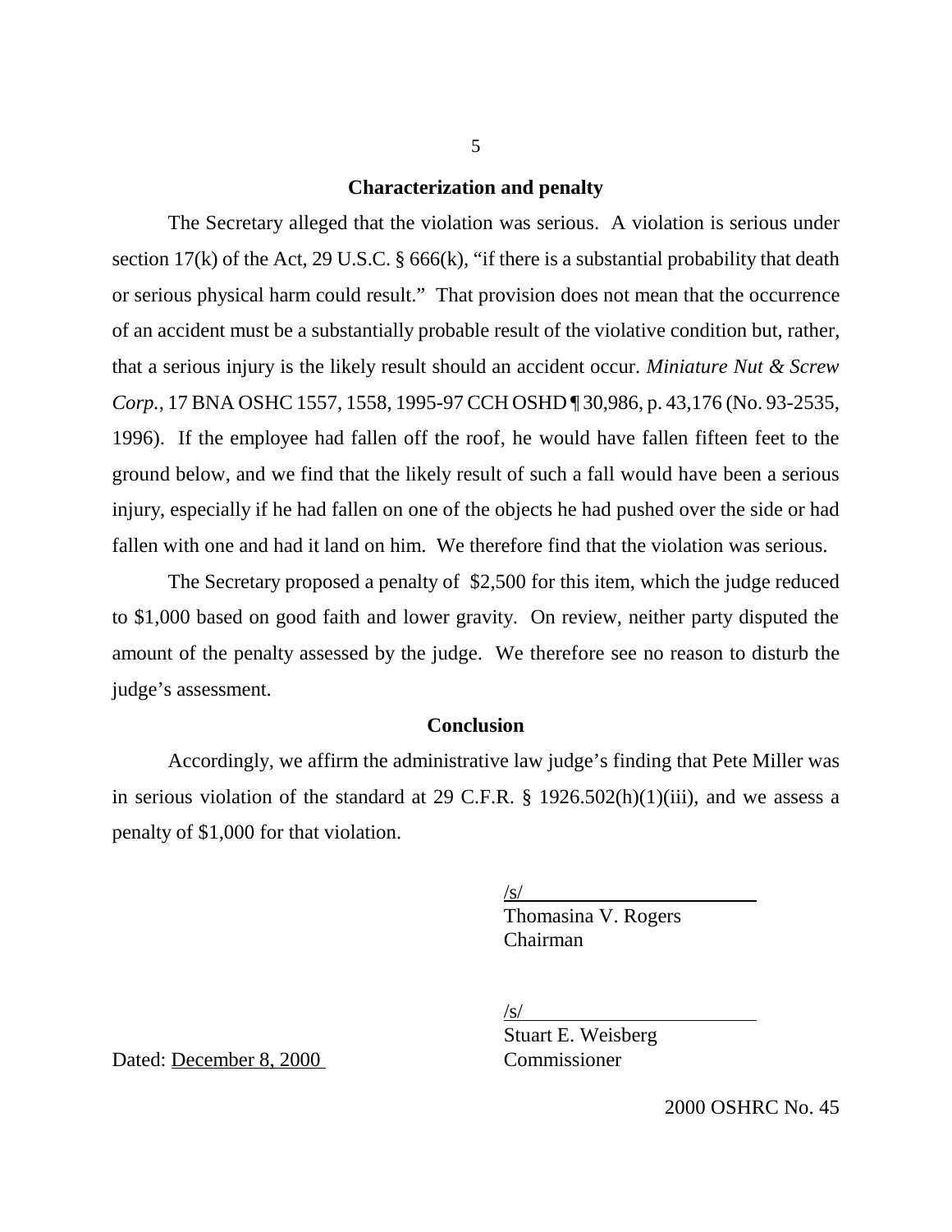## Characterization and penalty

The Secretary alleged that the violation was serious. A violation is serious under section 17(k) of the Act, 29 U.S.C. § 666(k), "if there is a substantial probability that death or serious physical harm could result." That provision does not mean that the occurrence of an accident must be a substantially probable result of the violative condition but, rather, that a serious injury is the likely result should an accident occur. *Miniature Nut & Screw Corp.*, 17 BNA OSHC 1557, 1558, 1995-97 CCH OSHD ¶ 30,986, p. 43,176 (No. 93-2535, 1996). If the employee had fallen off the roof, he would have fallen fifteen feet to the ground below, and we find that the likely result of such a fall would have been a serious injury, especially if he had fallen on one of the objects he had pushed over the side or had fallen with one and had it land on him. We therefore find that the violation was serious.

The Secretary proposed a penalty of $2,500 for this item, which the judge reduced to $1,000 based on good faith and lower gravity. On review, neither party disputed the amount of the penalty assessed by the judge. We therefore see no reason to disturb the judge's assessment.

## Conclusion

Accordingly, we affirm the administrative law judge's finding that Pete Miller was in serious violation of the standard at 29 C.F.R. § 1926.502(h)(1)(iii), and we assess a penalty of $1,000 for that violation.

/s/
Thomasina V. Rogers
Chairman

/s/
Stuart E. Weisberg
Commissioner

Dated: December 8, 2000

2000 OSHRC No. 45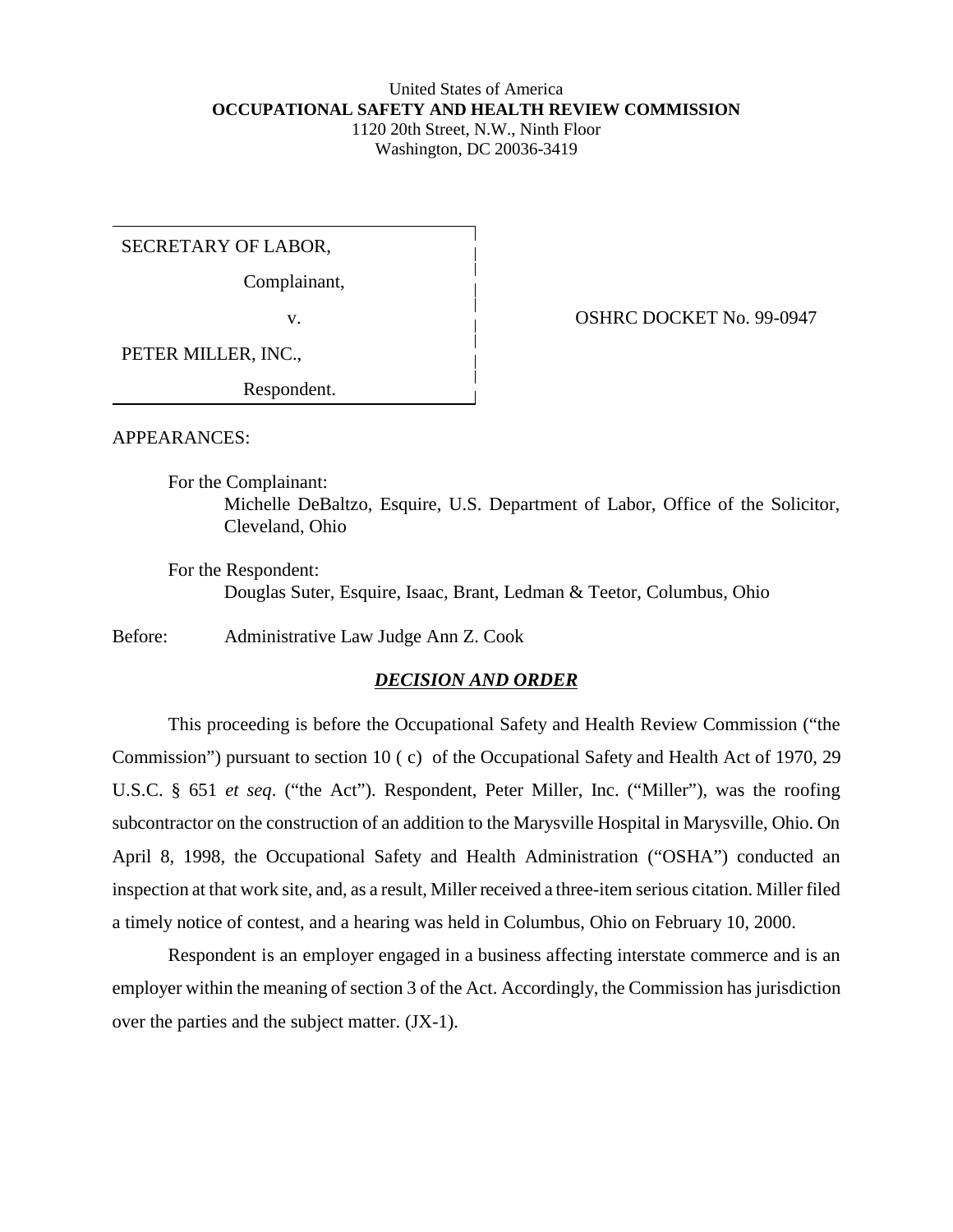United States of America
**OCCUPATIONAL SAFETY AND HEALTH REVIEW COMMISSION**
1120 20th Street, N.W., Ninth Floor
Washington, DC 20036-3419

| | |
|---|---|
| SECRETARY OF LABOR, Complainant, v. PETER MILLER, INC., Respondent. | OSHRC DOCKET No. 99-0947 |

APPEARANCES:

For the Complainant:
Michelle DeBaltzo, Esquire, U.S. Department of Labor, Office of the Solicitor, Cleveland, Ohio

For the Respondent:
Douglas Suter, Esquire, Isaac, Brant, Ledman & Teetor, Columbus, Ohio

Before: Administrative Law Judge Ann Z. Cook

## ***DECISION AND ORDER***

This proceeding is before the Occupational Safety and Health Review Commission ("the Commission") pursuant to section 10 ( c) of the Occupational Safety and Health Act of 1970, 29 U.S.C. § 651 *et seq*. ("the Act"). Respondent, Peter Miller, Inc. ("Miller"), was the roofing subcontractor on the construction of an addition to the Marysville Hospital in Marysville, Ohio. On April 8, 1998, the Occupational Safety and Health Administration ("OSHA") conducted an inspection at that work site, and, as a result, Miller received a three-item serious citation. Miller filed a timely notice of contest, and a hearing was held in Columbus, Ohio on February 10, 2000.

Respondent is an employer engaged in a business affecting interstate commerce and is an employer within the meaning of section 3 of the Act. Accordingly, the Commission has jurisdiction over the parties and the subject matter. (JX-1).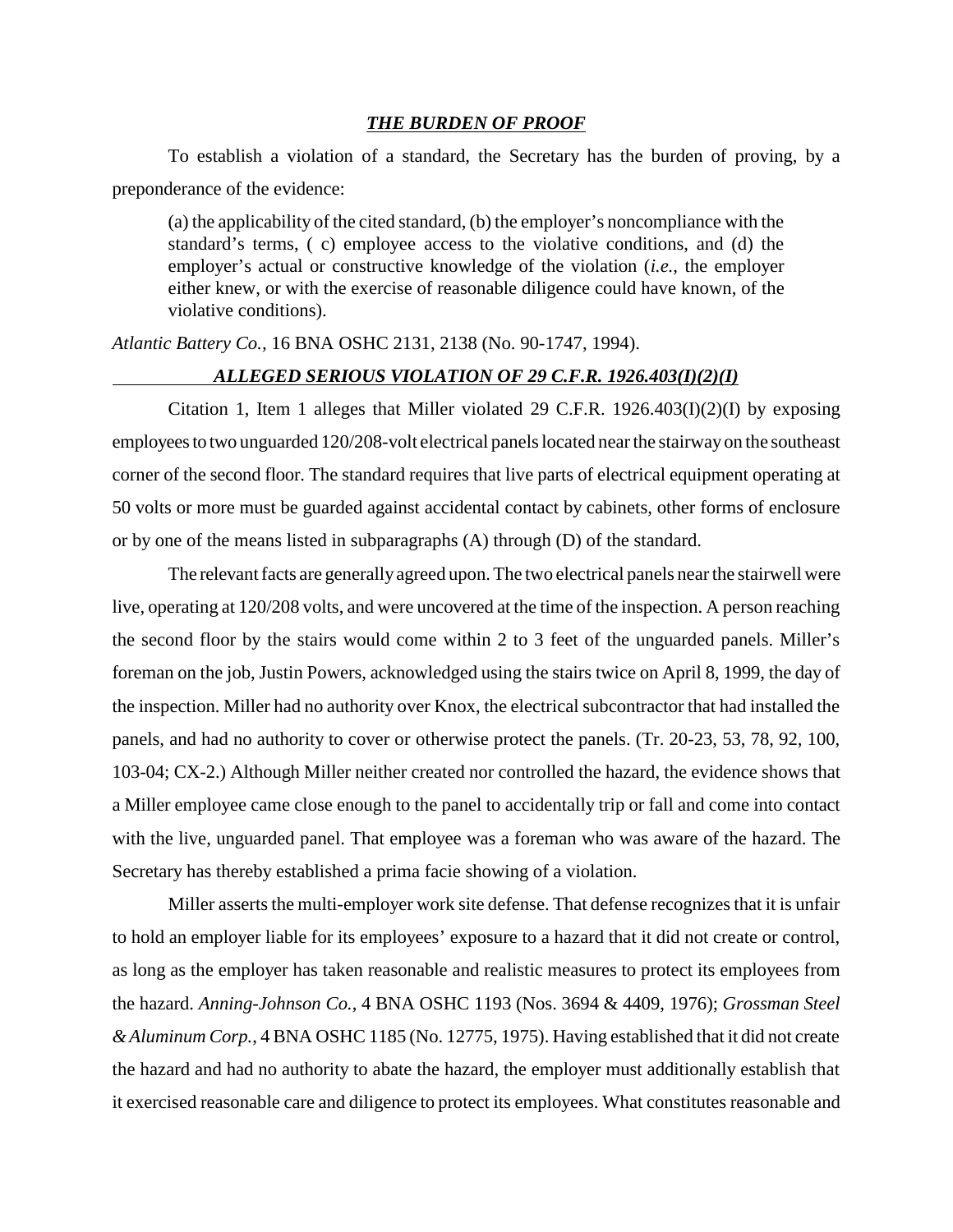***THE BURDEN OF PROOF***

To establish a violation of a standard, the Secretary has the burden of proving, by a preponderance of the evidence:

> (a) the applicability of the cited standard, (b) the employer's noncompliance with the standard's terms, ( c) employee access to the violative conditions, and (d) the employer's actual or constructive knowledge of the violation (*i.e.*, the employer either knew, or with the exercise of reasonable diligence could have known, of the violative conditions).

*Atlantic Battery Co.*, 16 BNA OSHC 2131, 2138 (No. 90-1747, 1994).

***ALLEGED SERIOUS VIOLATION OF 29 C.F.R. 1926.403(I)(2)(I)***

Citation 1, Item 1 alleges that Miller violated 29 C.F.R. 1926.403(I)(2)(I) by exposing employees to two unguarded 120/208-volt electrical panels located near the stairway on the southeast corner of the second floor. The standard requires that live parts of electrical equipment operating at 50 volts or more must be guarded against accidental contact by cabinets, other forms of enclosure or by one of the means listed in subparagraphs (A) through (D) of the standard.

The relevant facts are generally agreed upon. The two electrical panels near the stairwell were live, operating at 120/208 volts, and were uncovered at the time of the inspection. A person reaching the second floor by the stairs would come within 2 to 3 feet of the unguarded panels. Miller's foreman on the job, Justin Powers, acknowledged using the stairs twice on April 8, 1999, the day of the inspection. Miller had no authority over Knox, the electrical subcontractor that had installed the panels, and had no authority to cover or otherwise protect the panels. (Tr. 20-23, 53, 78, 92, 100, 103-04; CX-2.) Although Miller neither created nor controlled the hazard, the evidence shows that a Miller employee came close enough to the panel to accidentally trip or fall and come into contact with the live, unguarded panel. That employee was a foreman who was aware of the hazard. The Secretary has thereby established a prima facie showing of a violation.

Miller asserts the multi-employer work site defense. That defense recognizes that it is unfair to hold an employer liable for its employees' exposure to a hazard that it did not create or control, as long as the employer has taken reasonable and realistic measures to protect its employees from the hazard. *Anning-Johnson Co.*, 4 BNA OSHC 1193 (Nos. 3694 & 4409, 1976); *Grossman Steel & Aluminum Corp.*, 4 BNA OSHC 1185 (No. 12775, 1975). Having established that it did not create the hazard and had no authority to abate the hazard, the employer must additionally establish that it exercised reasonable care and diligence to protect its employees. What constitutes reasonable and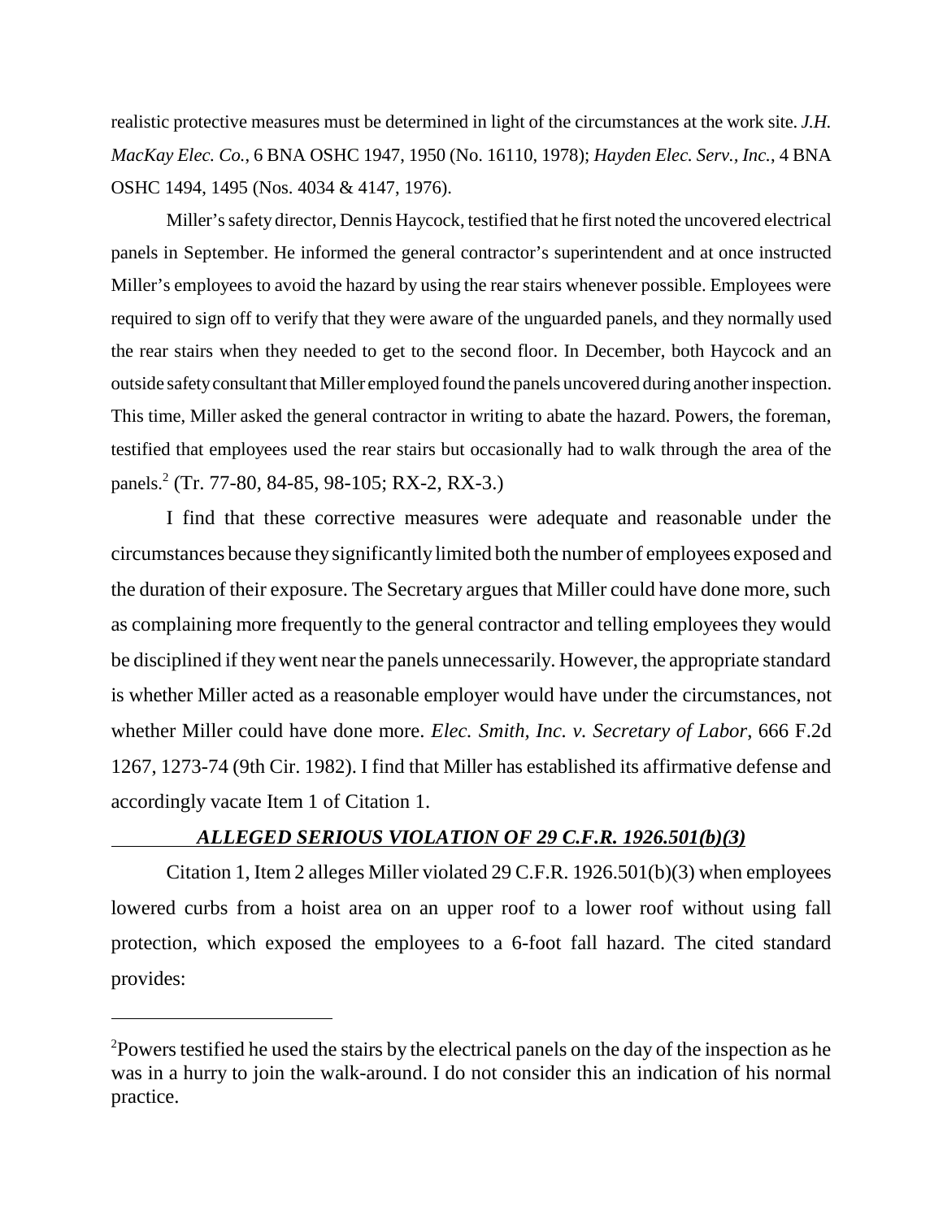realistic protective measures must be determined in light of the circumstances at the work site. *J.H. MacKay Elec. Co.*, 6 BNA OSHC 1947, 1950 (No. 16110, 1978); *Hayden Elec. Serv., Inc.*, 4 BNA OSHC 1494, 1495 (Nos. 4034 & 4147, 1976).

Miller's safety director, Dennis Haycock, testified that he first noted the uncovered electrical panels in September. He informed the general contractor's superintendent and at once instructed Miller's employees to avoid the hazard by using the rear stairs whenever possible. Employees were required to sign off to verify that they were aware of the unguarded panels, and they normally used the rear stairs when they needed to get to the second floor. In December, both Haycock and an outside safety consultant that Miller employed found the panels uncovered during another inspection. This time, Miller asked the general contractor in writing to abate the hazard. Powers, the foreman, testified that employees used the rear stairs but occasionally had to walk through the area of the panels.[2] (Tr. 77-80, 84-85, 98-105; RX-2, RX-3.)

I find that these corrective measures were adequate and reasonable under the circumstances because they significantly limited both the number of employees exposed and the duration of their exposure. The Secretary argues that Miller could have done more, such as complaining more frequently to the general contractor and telling employees they would be disciplined if they went near the panels unnecessarily. However, the appropriate standard is whether Miller acted as a reasonable employer would have under the circumstances, not whether Miller could have done more. *Elec. Smith, Inc. v. Secretary of Labor*, 666 F.2d 1267, 1273-74 (9th Cir. 1982). I find that Miller has established its affirmative defense and accordingly vacate Item 1 of Citation 1.

## *ALLEGED SERIOUS VIOLATION OF 29 C.F.R. 1926.501(b)(3)*

Citation 1, Item 2 alleges Miller violated 29 C.F.R. 1926.501(b)(3) when employees lowered curbs from a hoist area on an upper roof to a lower roof without using fall protection, which exposed the employees to a 6-foot fall hazard. The cited standard provides:

---

[2]Powers testified he used the stairs by the electrical panels on the day of the inspection as he was in a hurry to join the walk-around. I do not consider this an indication of his normal practice.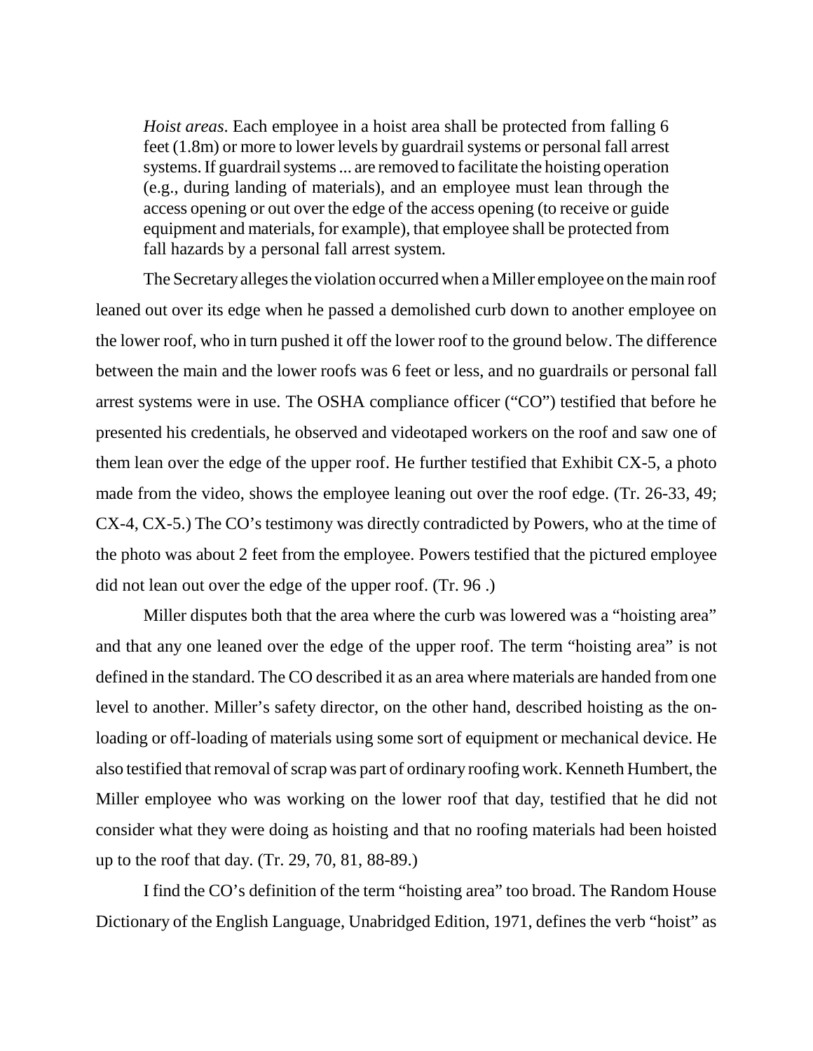> *Hoist areas*. Each employee in a hoist area shall be protected from falling 6 feet (1.8m) or more to lower levels by guardrail systems or personal fall arrest systems. If guardrail systems ... are removed to facilitate the hoisting operation (e.g., during landing of materials), and an employee must lean through the access opening or out over the edge of the access opening (to receive or guide equipment and materials, for example), that employee shall be protected from fall hazards by a personal fall arrest system.

The Secretary alleges the violation occurred when a Miller employee on the main roof leaned out over its edge when he passed a demolished curb down to another employee on the lower roof, who in turn pushed it off the lower roof to the ground below. The difference between the main and the lower roofs was 6 feet or less, and no guardrails or personal fall arrest systems were in use. The OSHA compliance officer ("CO") testified that before he presented his credentials, he observed and videotaped workers on the roof and saw one of them lean over the edge of the upper roof. He further testified that Exhibit CX-5, a photo made from the video, shows the employee leaning out over the roof edge. (Tr. 26-33, 49; CX-4, CX-5.) The CO's testimony was directly contradicted by Powers, who at the time of the photo was about 2 feet from the employee. Powers testified that the pictured employee did not lean out over the edge of the upper roof. (Tr. 96 .)

Miller disputes both that the area where the curb was lowered was a "hoisting area" and that any one leaned over the edge of the upper roof. The term "hoisting area" is not defined in the standard. The CO described it as an area where materials are handed from one level to another. Miller's safety director, on the other hand, described hoisting as the on-loading or off-loading of materials using some sort of equipment or mechanical device. He also testified that removal of scrap was part of ordinary roofing work. Kenneth Humbert, the Miller employee who was working on the lower roof that day, testified that he did not consider what they were doing as hoisting and that no roofing materials had been hoisted up to the roof that day. (Tr. 29, 70, 81, 88-89.)

I find the CO's definition of the term "hoisting area" too broad. The Random House Dictionary of the English Language, Unabridged Edition, 1971, defines the verb "hoist" as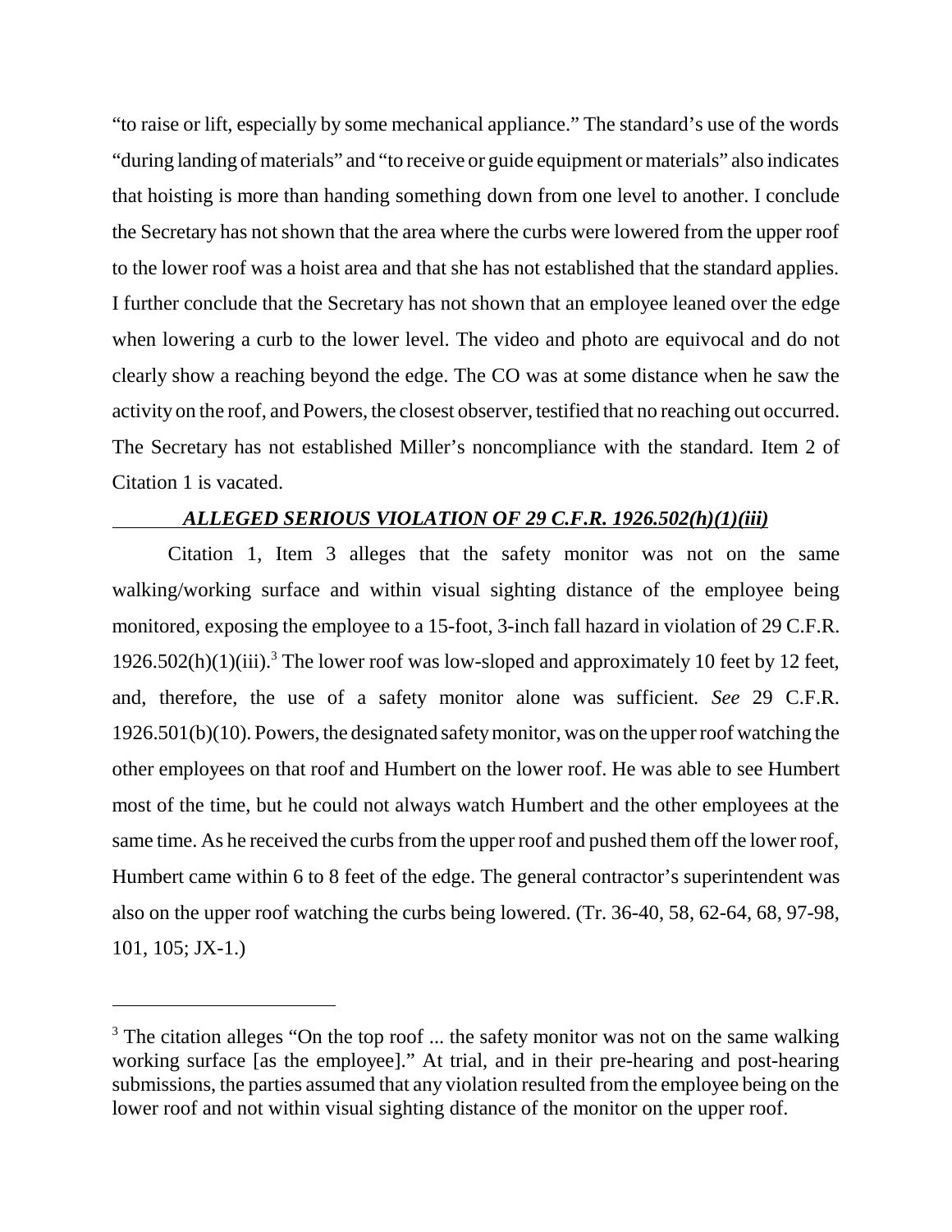"to raise or lift, especially by some mechanical appliance." The standard's use of the words "during landing of materials" and "to receive or guide equipment or materials" also indicates that hoisting is more than handing something down from one level to another. I conclude the Secretary has not shown that the area where the curbs were lowered from the upper roof to the lower roof was a hoist area and that she has not established that the standard applies. I further conclude that the Secretary has not shown that an employee leaned over the edge when lowering a curb to the lower level. The video and photo are equivocal and do not clearly show a reaching beyond the edge. The CO was at some distance when he saw the activity on the roof, and Powers, the closest observer, testified that no reaching out occurred. The Secretary has not established Miller's noncompliance with the standard. Item 2 of Citation 1 is vacated.

***<u>ALLEGED SERIOUS VIOLATION OF 29 C.F.R. 1926.502(h)(1)(iii)</u>***

Citation 1, Item 3 alleges that the safety monitor was not on the same walking/working surface and within visual sighting distance of the employee being monitored, exposing the employee to a 15-foot, 3-inch fall hazard in violation of 29 C.F.R. 1926.502(h)(1)(iii).[3] The lower roof was low-sloped and approximately 10 feet by 12 feet, and, therefore, the use of a safety monitor alone was sufficient. *See* 29 C.F.R. 1926.501(b)(10). Powers, the designated safety monitor, was on the upper roof watching the other employees on that roof and Humbert on the lower roof. He was able to see Humbert most of the time, but he could not always watch Humbert and the other employees at the same time. As he received the curbs from the upper roof and pushed them off the lower roof, Humbert came within 6 to 8 feet of the edge. The general contractor's superintendent was also on the upper roof watching the curbs being lowered. (Tr. 36-40, 58, 62-64, 68, 97-98, 101, 105; JX-1.)

---

[3] The citation alleges "On the top roof ... the safety monitor was not on the same walking working surface [as the employee]." At trial, and in their pre-hearing and post-hearing submissions, the parties assumed that any violation resulted from the employee being on the lower roof and not within visual sighting distance of the monitor on the upper roof.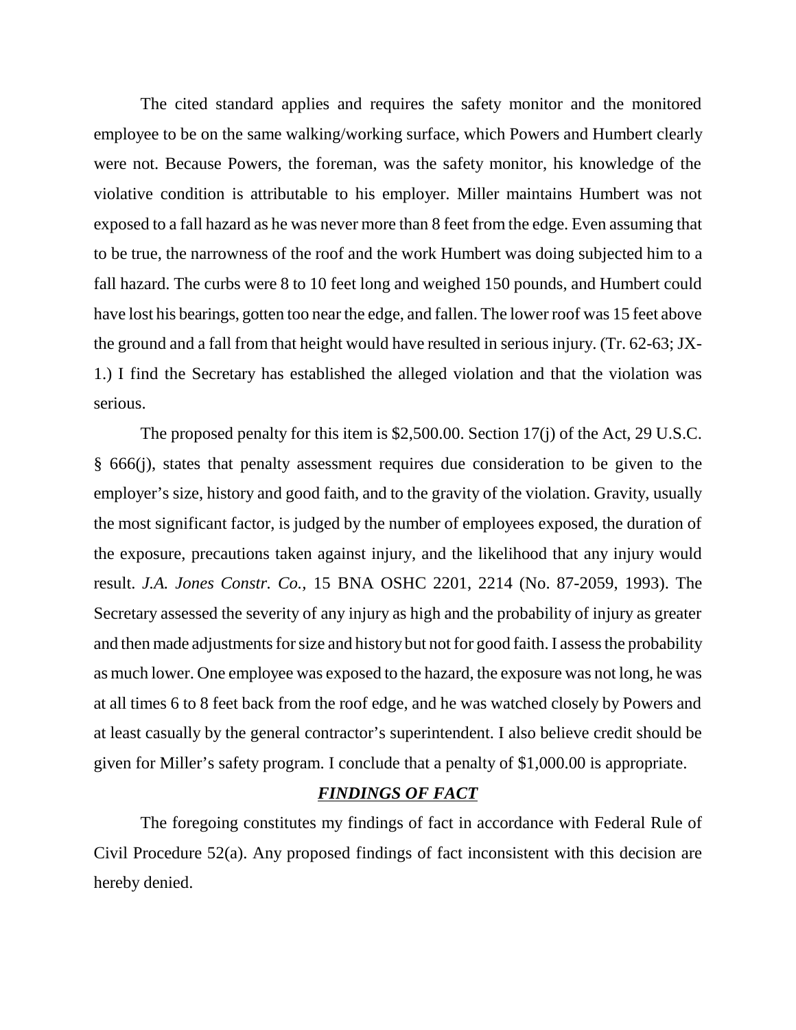The cited standard applies and requires the safety monitor and the monitored employee to be on the same walking/working surface, which Powers and Humbert clearly were not. Because Powers, the foreman, was the safety monitor, his knowledge of the violative condition is attributable to his employer. Miller maintains Humbert was not exposed to a fall hazard as he was never more than 8 feet from the edge. Even assuming that to be true, the narrowness of the roof and the work Humbert was doing subjected him to a fall hazard. The curbs were 8 to 10 feet long and weighed 150 pounds, and Humbert could have lost his bearings, gotten too near the edge, and fallen. The lower roof was 15 feet above the ground and a fall from that height would have resulted in serious injury. (Tr. 62-63; JX-1.) I find the Secretary has established the alleged violation and that the violation was serious.

The proposed penalty for this item is $2,500.00. Section 17(j) of the Act, 29 U.S.C. § 666(j), states that penalty assessment requires due consideration to be given to the employer's size, history and good faith, and to the gravity of the violation. Gravity, usually the most significant factor, is judged by the number of employees exposed, the duration of the exposure, precautions taken against injury, and the likelihood that any injury would result. *J.A. Jones Constr. Co.*, 15 BNA OSHC 2201, 2214 (No. 87-2059, 1993). The Secretary assessed the severity of any injury as high and the probability of injury as greater and then made adjustments for size and history but not for good faith. I assess the probability as much lower. One employee was exposed to the hazard, the exposure was not long, he was at all times 6 to 8 feet back from the roof edge, and he was watched closely by Powers and at least casually by the general contractor's superintendent. I also believe credit should be given for Miller's safety program. I conclude that a penalty of $1,000.00 is appropriate.

## ***FINDINGS OF FACT***

The foregoing constitutes my findings of fact in accordance with Federal Rule of Civil Procedure 52(a). Any proposed findings of fact inconsistent with this decision are hereby denied.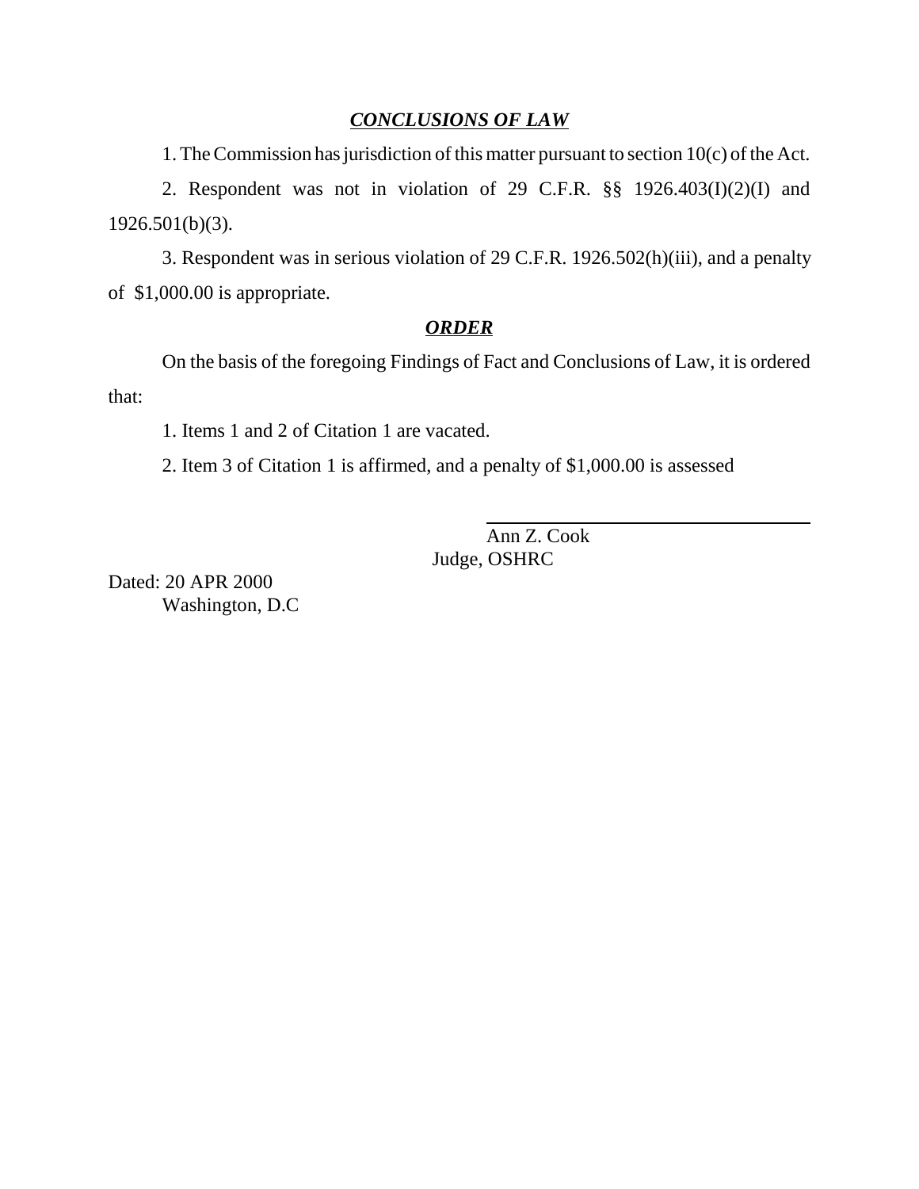### ***CONCLUSIONS OF LAW***

1. The Commission has jurisdiction of this matter pursuant to section 10(c) of the Act.

2. Respondent was not in violation of 29 C.F.R. §§ 1926.403(I)(2)(I) and 1926.501(b)(3).

3. Respondent was in serious violation of 29 C.F.R. 1926.502(h)(iii), and a penalty of $1,000.00 is appropriate.

### ***ORDER***

On the basis of the foregoing Findings of Fact and Conclusions of Law, it is ordered that:

1. Items 1 and 2 of Citation 1 are vacated.

2. Item 3 of Citation 1 is affirmed, and a penalty of $1,000.00 is assessed

Ann Z. Cook
Judge, OSHRC

Dated: 20 APR 2000
Washington, D.C